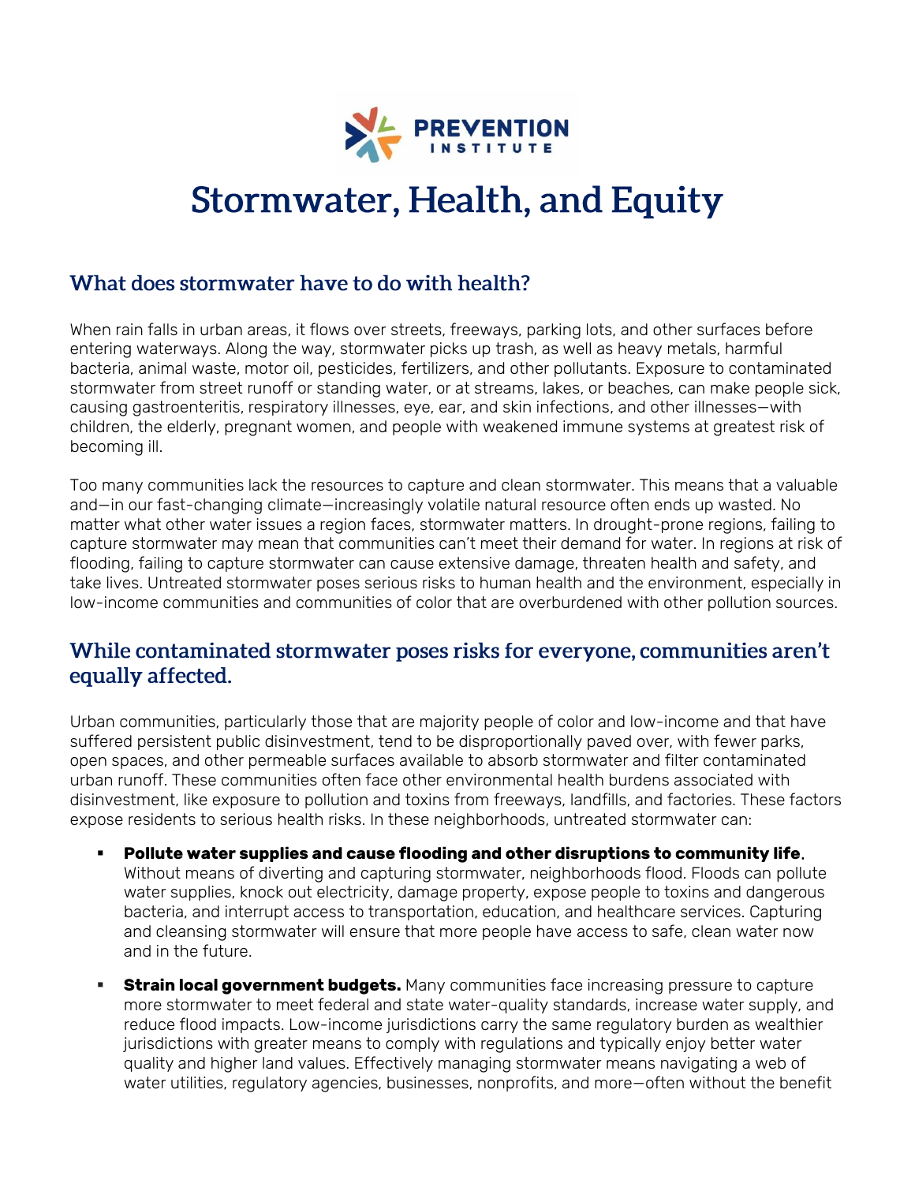PREVENTION INSTITUTE

# Stormwater, Health, and Equity

## What does stormwater have to do with health?

When rain falls in urban areas, it flows over streets, freeways, parking lots, and other surfaces before entering waterways. Along the way, stormwater picks up trash, as well as heavy metals, harmful bacteria, animal waste, motor oil, pesticides, fertilizers, and other pollutants. Exposure to contaminated stormwater from street runoff or standing water, or at streams, lakes, or beaches, can make people sick, causing gastroenteritis, respiratory illnesses, eye, ear, and skin infections, and other illnesses—with children, the elderly, pregnant women, and people with weakened immune systems at greatest risk of becoming ill.

Too many communities lack the resources to capture and clean stormwater. This means that a valuable and—in our fast-changing climate—increasingly volatile natural resource often ends up wasted. No matter what other water issues a region faces, stormwater matters. In drought-prone regions, failing to capture stormwater may mean that communities can't meet their demand for water. In regions at risk of flooding, failing to capture stormwater can cause extensive damage, threaten health and safety, and take lives. Untreated stormwater poses serious risks to human health and the environment, especially in low-income communities and communities of color that are overburdened with other pollution sources.

## While contaminated stormwater poses risks for everyone, communities aren't equally affected.

Urban communities, particularly those that are majority people of color and low-income and that have suffered persistent public disinvestment, tend to be disproportionally paved over, with fewer parks, open spaces, and other permeable surfaces available to absorb stormwater and filter contaminated urban runoff. These communities often face other environmental health burdens associated with disinvestment, like exposure to pollution and toxins from freeways, landfills, and factories. These factors expose residents to serious health risks. In these neighborhoods, untreated stormwater can:

- **Pollute water supplies and cause flooding and other disruptions to community life**. Without means of diverting and capturing stormwater, neighborhoods flood. Floods can pollute water supplies, knock out electricity, damage property, expose people to toxins and dangerous bacteria, and interrupt access to transportation, education, and healthcare services. Capturing and cleansing stormwater will ensure that more people have access to safe, clean water now and in the future.
- **Strain local government budgets.** Many communities face increasing pressure to capture more stormwater to meet federal and state water-quality standards, increase water supply, and reduce flood impacts. Low-income jurisdictions carry the same regulatory burden as wealthier jurisdictions with greater means to comply with regulations and typically enjoy better water quality and higher land values. Effectively managing stormwater means navigating a web of water utilities, regulatory agencies, businesses, nonprofits, and more—often without the benefit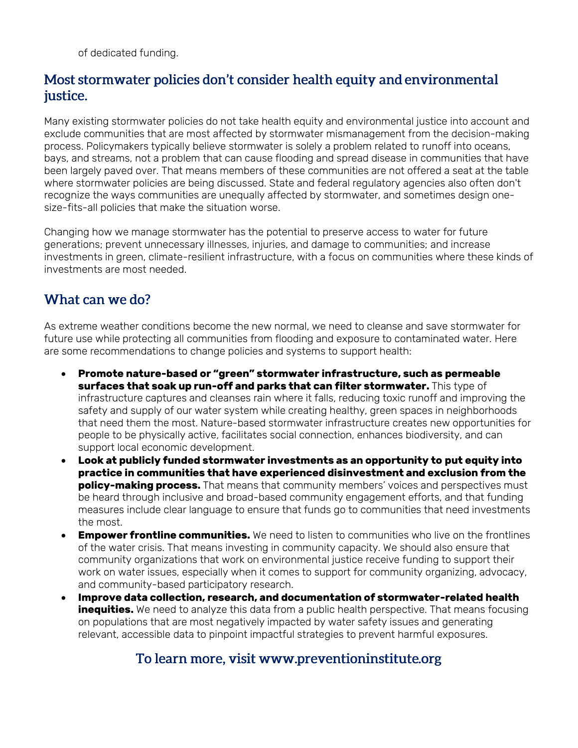of dedicated funding.

## Most stormwater policies don't consider health equity and environmental justice.

Many existing stormwater policies do not take health equity and environmental justice into account and exclude communities that are most affected by stormwater mismanagement from the decision-making process. Policymakers typically believe stormwater is solely a problem related to runoff into oceans, bays, and streams, not a problem that can cause flooding and spread disease in communities that have been largely paved over. That means members of these communities are not offered a seat at the table where stormwater policies are being discussed. State and federal regulatory agencies also often don't recognize the ways communities are unequally affected by stormwater, and sometimes design one-size-fits-all policies that make the situation worse.

Changing how we manage stormwater has the potential to preserve access to water for future generations; prevent unnecessary illnesses, injuries, and damage to communities; and increase investments in green, climate-resilient infrastructure, with a focus on communities where these kinds of investments are most needed.

## What can we do?

As extreme weather conditions become the new normal, we need to cleanse and save stormwater for future use while protecting all communities from flooding and exposure to contaminated water. Here are some recommendations to change policies and systems to support health:

- **Promote nature-based or "green" stormwater infrastructure, such as permeable surfaces that soak up run-off and parks that can filter stormwater.** This type of infrastructure captures and cleanses rain where it falls, reducing toxic runoff and improving the safety and supply of our water system while creating healthy, green spaces in neighborhoods that need them the most. Nature-based stormwater infrastructure creates new opportunities for people to be physically active, facilitates social connection, enhances biodiversity, and can support local economic development.
- **Look at publicly funded stormwater investments as an opportunity to put equity into practice in communities that have experienced disinvestment and exclusion from the policy-making process.** That means that community members' voices and perspectives must be heard through inclusive and broad-based community engagement efforts, and that funding measures include clear language to ensure that funds go to communities that need investments the most.
- **Empower frontline communities.** We need to listen to communities who live on the frontlines of the water crisis. That means investing in community capacity. We should also ensure that community organizations that work on environmental justice receive funding to support their work on water issues, especially when it comes to support for community organizing, advocacy, and community-based participatory research.
- **Improve data collection, research, and documentation of stormwater-related health inequities.** We need to analyze this data from a public health perspective. That means focusing on populations that are most negatively impacted by water safety issues and generating relevant, accessible data to pinpoint impactful strategies to prevent harmful exposures.

## To learn more, visit www.preventioninstitute.org